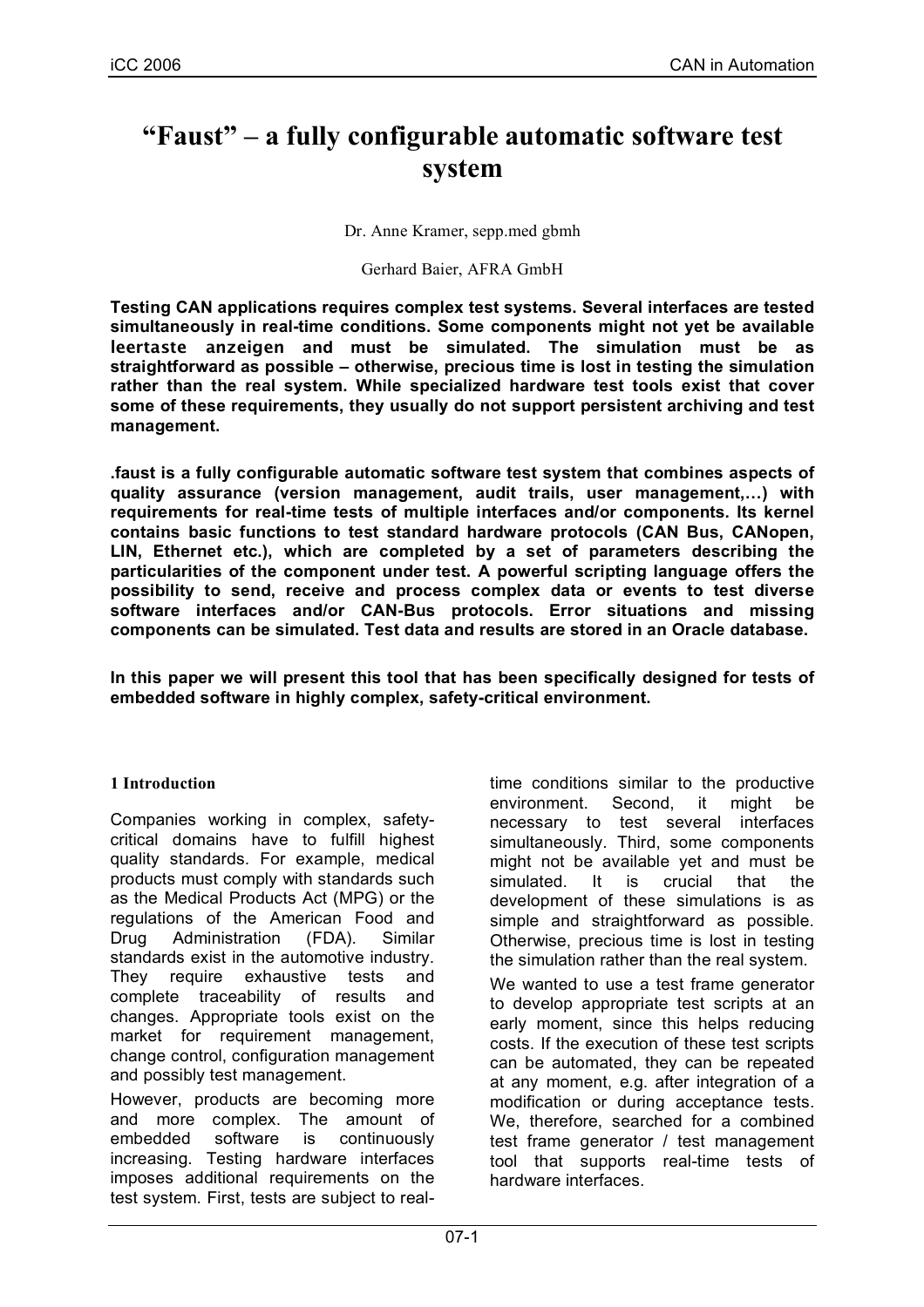# "Faust" – a fully configurable automatic software test system

Dr. Anne Kramer, sepp.med gbmh

Gerhard Baier, AFRA GmbH

**Testing CAN applications requires complex test systems. Several interfaces are tested simultaneously in real-time conditions. Some components might not yet be available leertaste anzeigen and must be simulated. The simulation must be as straightforward as possible – otherwise, precious time is lost in testing the simulation rather than the real system. While specialized hardware test tools exist that cover some of these requirements, they usually do not support persistent archiving and test management.**

**.faust is a fully configurable automatic software test system that combines aspects of quality assurance (version management, audit trails, user management,…) with requirements for real-time tests of multiple interfaces and/or components. Its kernel contains basic functions to test standard hardware protocols (CAN Bus, CANopen, LIN, Ethernet etc.), which are completed by a set of parameters describing the particularities of the component under test. A powerful scripting language offers the possibility to send, receive and process complex data or events to test diverse software interfaces and/or CAN-Bus protocols. Error situations and missing components can be simulated. Test data and results are stored in an Oracle database.**

**In this paper we will present this tool that has been specifically designed for tests of embedded software in highly complex, safety-critical environment.**

## 1 Introduction

Companies working in complex, safety-critical domains have to fulfill highest quality standards. For example, medical products must comply with standards such as the Medical Products Act (MPG) or the regulations of the American Food and Drug Administration (FDA). Similar standards exist in the automotive industry. They require exhaustive tests and complete traceability of results and changes. Appropriate tools exist on the market for requirement management, change control, configuration management and possibly test management.

However, products are becoming more and more complex. The amount of embedded software is continuously increasing. Testing hardware interfaces imposes additional requirements on the test system. First, tests are subject to real-time conditions similar to the productive environment. Second, it might be necessary to test several interfaces simultaneously. Third, some components might not be available yet and must be simulated. It is crucial that the development of these simulations is as simple and straightforward as possible. Otherwise, precious time is lost in testing the simulation rather than the real system.

We wanted to use a test frame generator to develop appropriate test scripts at an early moment, since this helps reducing costs. If the execution of these test scripts can be automated, they can be repeated at any moment, e.g. after integration of a modification or during acceptance tests. We, therefore, searched for a combined test frame generator / test management tool that supports real-time tests of hardware interfaces.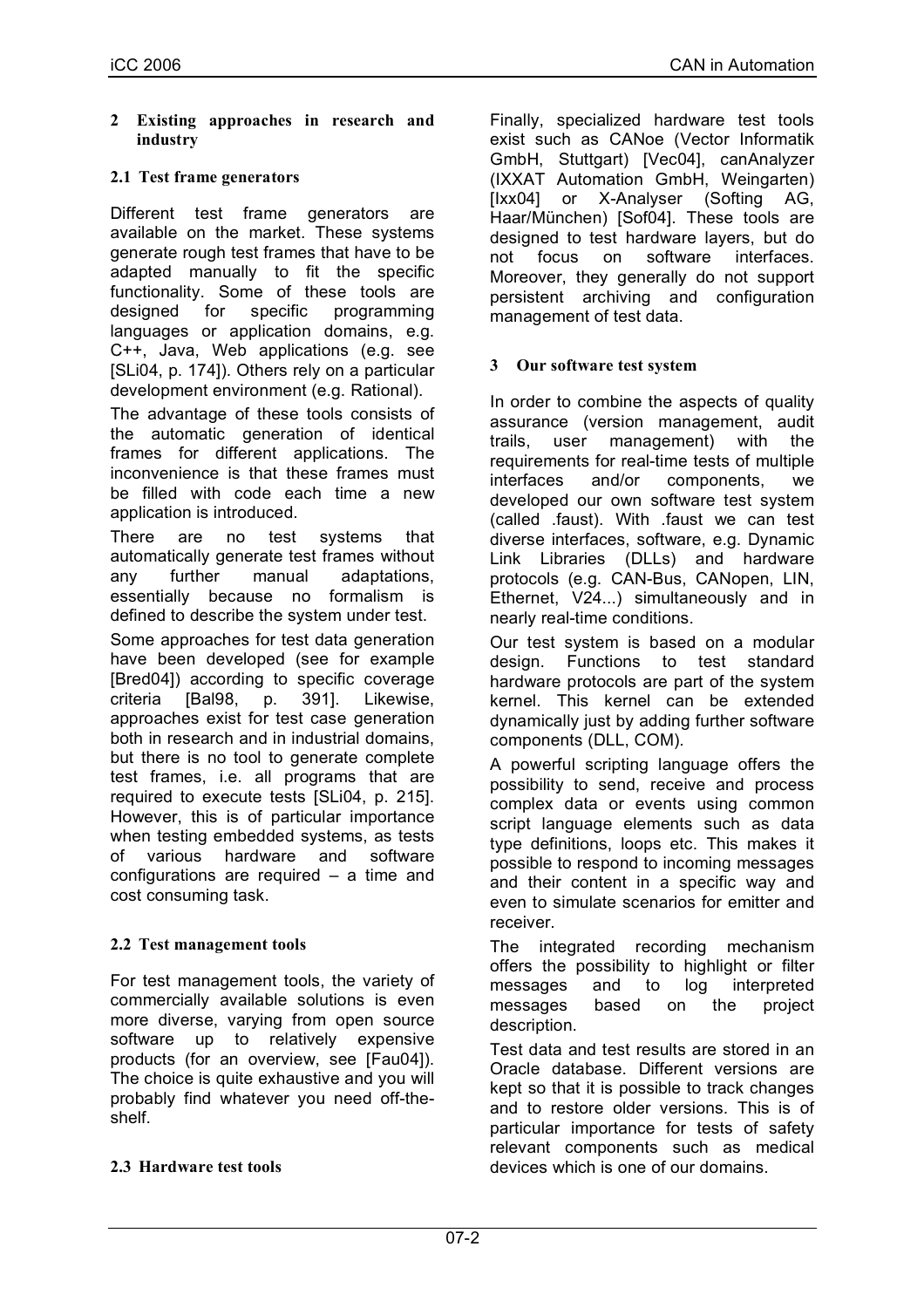## 2 Existing approaches in research and industry

### 2.1 Test frame generators

Different test frame generators are available on the market. These systems generate rough test frames that have to be adapted manually to fit the specific functionality. Some of these tools are designed for specific programming languages or application domains, e.g. C++, Java, Web applications (e.g. see [SLi04, p. 174]). Others rely on a particular development environment (e.g. Rational).

The advantage of these tools consists of the automatic generation of identical frames for different applications. The inconvenience is that these frames must be filled with code each time a new application is introduced.

There are no test systems that automatically generate test frames without any further manual adaptations, essentially because no formalism is defined to describe the system under test.

Some approaches for test data generation have been developed (see for example [Bred04]) according to specific coverage criteria [Bal98, p. 391]. Likewise, approaches exist for test case generation both in research and in industrial domains, but there is no tool to generate complete test frames, i.e. all programs that are required to execute tests [SLi04, p. 215]. However, this is of particular importance when testing embedded systems, as tests of various hardware and software configurations are required – a time and cost consuming task.

### 2.2 Test management tools

For test management tools, the variety of commercially available solutions is even more diverse, varying from open source software up to relatively expensive products (for an overview, see [Fau04]). The choice is quite exhaustive and you will probably find whatever you need off-the-shelf.

### 2.3 Hardware test tools

Finally, specialized hardware test tools exist such as CANoe (Vector Informatik GmbH, Stuttgart) [Vec04], canAnalyzer (IXXAT Automation GmbH, Weingarten) [Ixx04] or X-Analyser (Softing AG, Haar/München) [Sof04]. These tools are designed to test hardware layers, but do not focus on software interfaces. Moreover, they generally do not support persistent archiving and configuration management of test data.

## 3 Our software test system

In order to combine the aspects of quality assurance (version management, audit trails, user management) with the requirements for real-time tests of multiple interfaces and/or components, we developed our own software test system (called .faust). With .faust we can test diverse interfaces, software, e.g. Dynamic Link Libraries (DLLs) and hardware protocols (e.g. CAN-Bus, CANopen, LIN, Ethernet, V24...) simultaneously and in nearly real-time conditions.

Our test system is based on a modular design. Functions to test standard hardware protocols are part of the system kernel. This kernel can be extended dynamically just by adding further software components (DLL, COM).

A powerful scripting language offers the possibility to send, receive and process complex data or events using common script language elements such as data type definitions, loops etc. This makes it possible to respond to incoming messages and their content in a specific way and even to simulate scenarios for emitter and receiver.

The integrated recording mechanism offers the possibility to highlight or filter messages and to log interpreted messages based on the project description.

Test data and test results are stored in an Oracle database. Different versions are kept so that it is possible to track changes and to restore older versions. This is of particular importance for tests of safety relevant components such as medical devices which is one of our domains.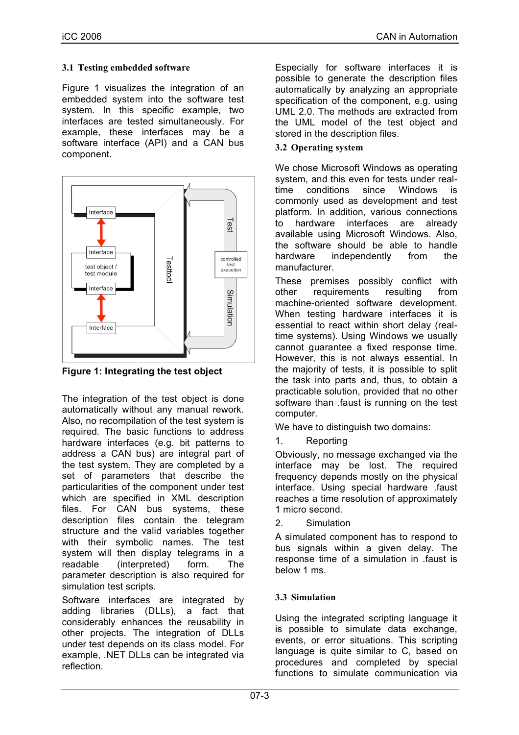### 3.1 Testing embedded software

Figure 1 visualizes the integration of an embedded system into the software test system. In this specific example, two interfaces are tested simultaneously. For example, these interfaces may be a software interface (API) and a CAN bus component.

**Figure 1: Integrating the test object**

The integration of the test object is done automatically without any manual rework. Also, no recompilation of the test system is required. The basic functions to address hardware interfaces (e.g. bit patterns to address a CAN bus) are integral part of the test system. They are completed by a set of parameters that describe the particularities of the component under test which are specified in XML description files. For CAN bus systems, these description files contain the telegram structure and the valid variables together with their symbolic names. The test system will then display telegrams in a readable (interpreted) form. The parameter description is also required for simulation test scripts.

Software interfaces are integrated by adding libraries (DLLs), a fact that considerably enhances the reusability in other projects. The integration of DLLs under test depends on its class model. For example, .NET DLLs can be integrated via reflection.

Especially for software interfaces it is possible to generate the description files automatically by analyzing an appropriate specification of the component, e.g. using UML 2.0. The methods are extracted from the UML model of the test object and stored in the description files.

### 3.2 Operating system

We chose Microsoft Windows as operating system, and this even for tests under real-time conditions since Windows is commonly used as development and test platform. In addition, various connections to hardware interfaces are already available using Microsoft Windows. Also, the software should be able to handle hardware independently from the manufacturer.

These premises possibly conflict with other requirements resulting from machine-oriented software development. When testing hardware interfaces it is essential to react within short delay (real-time systems). Using Windows we usually cannot guarantee a fixed response time. However, this is not always essential. In the majority of tests, it is possible to split the task into parts and, thus, to obtain a practicable solution, provided that no other software than .faust is running on the test computer.

We have to distinguish two domains:

1. Reporting

Obviously, no message exchanged via the interface may be lost. The required frequency depends mostly on the physical interface. Using special hardware .faust reaches a time resolution of approximately 1 micro second.

2. Simulation

A simulated component has to respond to bus signals within a given delay. The response time of a simulation in .faust is below 1 ms.

### 3.3 Simulation

Using the integrated scripting language it is possible to simulate data exchange, events, or error situations. This scripting language is quite similar to C, based on procedures and completed by special functions to simulate communication via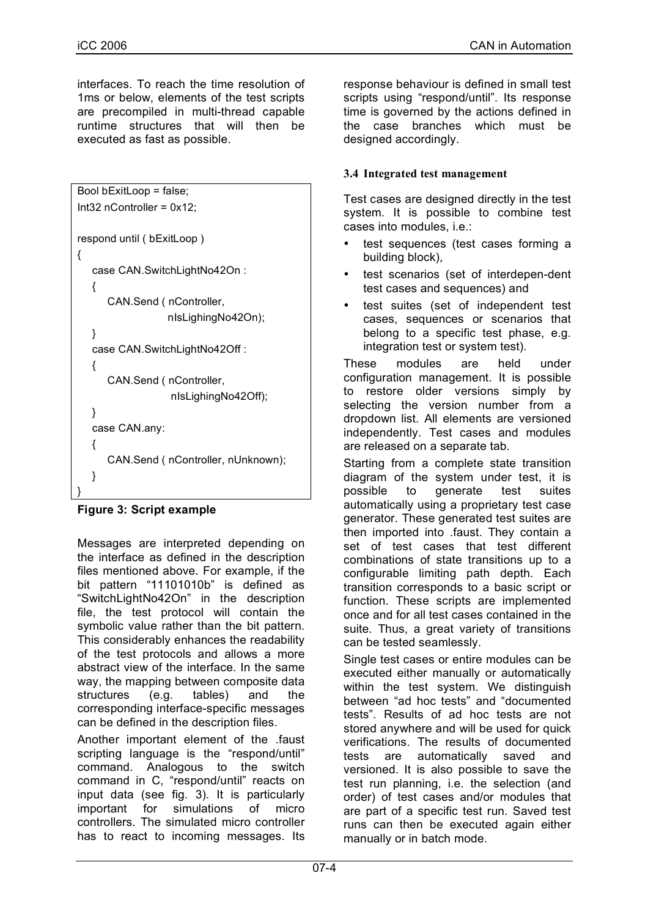interfaces. To reach the time resolution of 1ms or below, elements of the test scripts are precompiled in multi-thread capable runtime structures that will then be executed as fast as possible.

```
Bool bExitLoop = false;
Int32 nController = 0x12;

respond until ( bExitLoop )
{
   case CAN.SwitchLightNo42On :
   {
      CAN.Send ( nController,
                 nIsLighingNo42On);
   }
   case CAN.SwitchLightNo42Off :
   {
      CAN.Send ( nController,
                 nIsLighingNo42Off);
   }
   case CAN.any:
   {
      CAN.Send ( nController, nUnknown);
   }
}
```

**Figure 3: Script example**

Messages are interpreted depending on the interface as defined in the description files mentioned above. For example, if the bit pattern "11101010b" is defined as "SwitchLightNo42On" in the description file, the test protocol will contain the symbolic value rather than the bit pattern. This considerably enhances the readability of the test protocols and allows a more abstract view of the interface. In the same way, the mapping between composite data structures (e.g. tables) and the corresponding interface-specific messages can be defined in the description files.

Another important element of the .faust scripting language is the "respond/until" command. Analogous to the switch command in C, "respond/until" reacts on input data (see fig. 3). It is particularly important for simulations of micro controllers. The simulated micro controller has to react to incoming messages. Its response behaviour is defined in small test scripts using "respond/until". Its response time is governed by the actions defined in the case branches which must be designed accordingly.

### 3.4 Integrated test management

Test cases are designed directly in the test system. It is possible to combine test cases into modules, i.e.:

- test sequences (test cases forming a building block),
- test scenarios (set of interdepen-dent test cases and sequences) and
- test suites (set of independent test cases, sequences or scenarios that belong to a specific test phase, e.g. integration test or system test).

These modules are held under configuration management. It is possible to restore older versions simply by selecting the version number from a dropdown list. All elements are versioned independently. Test cases and modules are released on a separate tab.

Starting from a complete state transition diagram of the system under test, it is possible to generate test suites automatically using a proprietary test case generator. These generated test suites are then imported into .faust. They contain a set of test cases that test different combinations of state transitions up to a configurable limiting path depth. Each transition corresponds to a basic script or function. These scripts are implemented once and for all test cases contained in the suite. Thus, a great variety of transitions can be tested seamlessly.

Single test cases or entire modules can be executed either manually or automatically within the test system. We distinguish between "ad hoc tests" and "documented tests". Results of ad hoc tests are not stored anywhere and will be used for quick verifications. The results of documented tests are automatically saved and versioned. It is also possible to save the test run planning, i.e. the selection (and order) of test cases and/or modules that are part of a specific test run. Saved test runs can then be executed again either manually or in batch mode.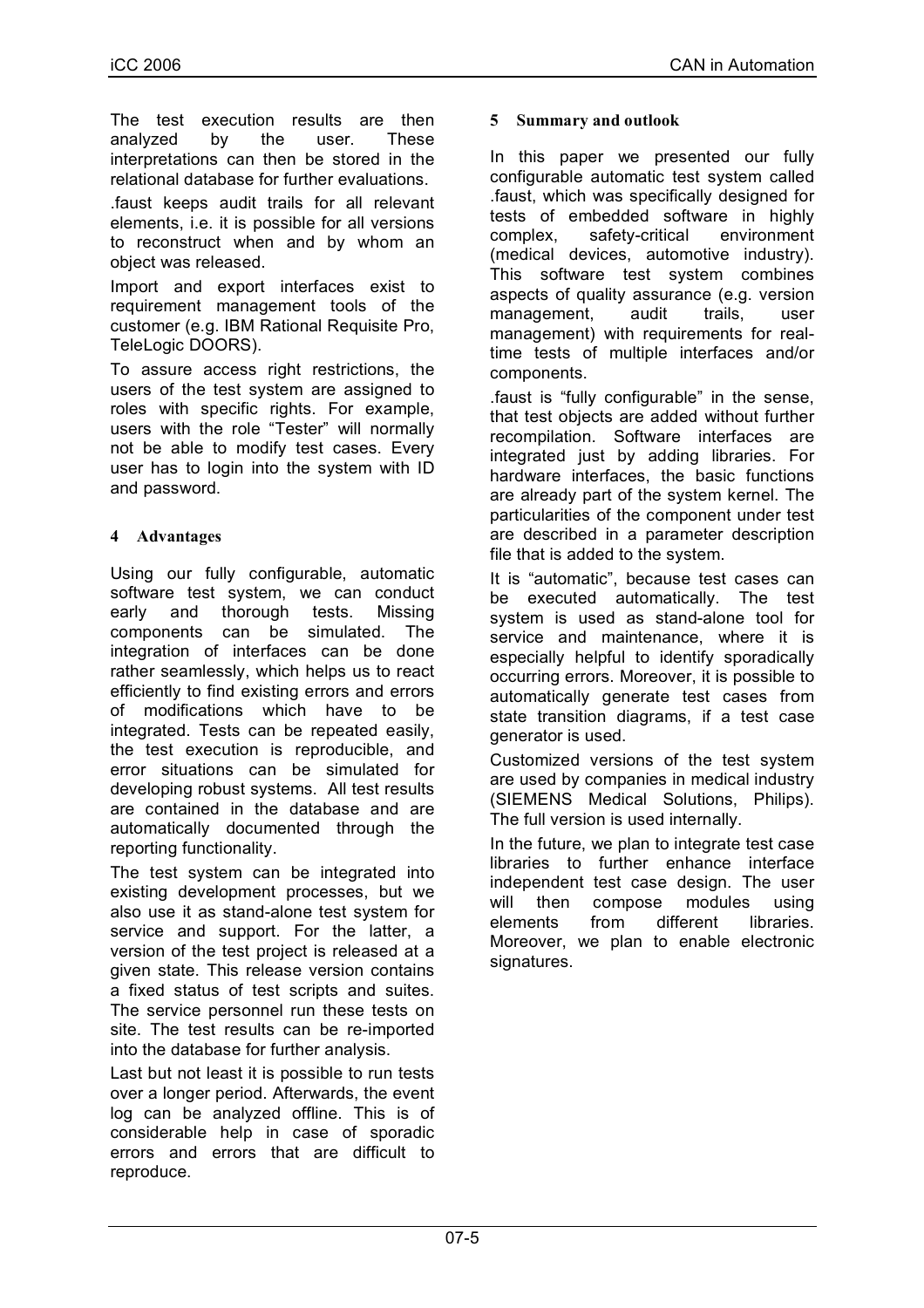The test execution results are then analyzed by the user. These interpretations can then be stored in the relational database for further evaluations.

.faust keeps audit trails for all relevant elements, i.e. it is possible for all versions to reconstruct when and by whom an object was released.

Import and export interfaces exist to requirement management tools of the customer (e.g. IBM Rational Requisite Pro, TeleLogic DOORS).

To assure access right restrictions, the users of the test system are assigned to roles with specific rights. For example, users with the role "Tester" will normally not be able to modify test cases. Every user has to login into the system with ID and password.

## 4 Advantages

Using our fully configurable, automatic software test system, we can conduct early and thorough tests. Missing components can be simulated. The integration of interfaces can be done rather seamlessly, which helps us to react efficiently to find existing errors and errors of modifications which have to be integrated. Tests can be repeated easily, the test execution is reproducible, and error situations can be simulated for developing robust systems. All test results are contained in the database and are automatically documented through the reporting functionality.

The test system can be integrated into existing development processes, but we also use it as stand-alone test system for service and support. For the latter, a version of the test project is released at a given state. This release version contains a fixed status of test scripts and suites. The service personnel run these tests on site. The test results can be re-imported into the database for further analysis.

Last but not least it is possible to run tests over a longer period. Afterwards, the event log can be analyzed offline. This is of considerable help in case of sporadic errors and errors that are difficult to reproduce.

## 5 Summary and outlook

In this paper we presented our fully configurable automatic test system called .faust, which was specifically designed for tests of embedded software in highly complex, safety-critical environment (medical devices, automotive industry). This software test system combines aspects of quality assurance (e.g. version management, audit trails, user management) with requirements for real-time tests of multiple interfaces and/or components.

.faust is "fully configurable" in the sense, that test objects are added without further recompilation. Software interfaces are integrated just by adding libraries. For hardware interfaces, the basic functions are already part of the system kernel. The particularities of the component under test are described in a parameter description file that is added to the system.

It is "automatic", because test cases can be executed automatically. The test system is used as stand-alone tool for service and maintenance, where it is especially helpful to identify sporadically occurring errors. Moreover, it is possible to automatically generate test cases from state transition diagrams, if a test case generator is used.

Customized versions of the test system are used by companies in medical industry (SIEMENS Medical Solutions, Philips). The full version is used internally.

In the future, we plan to integrate test case libraries to further enhance interface independent test case design. The user will then compose modules using elements from different libraries. Moreover, we plan to enable electronic signatures.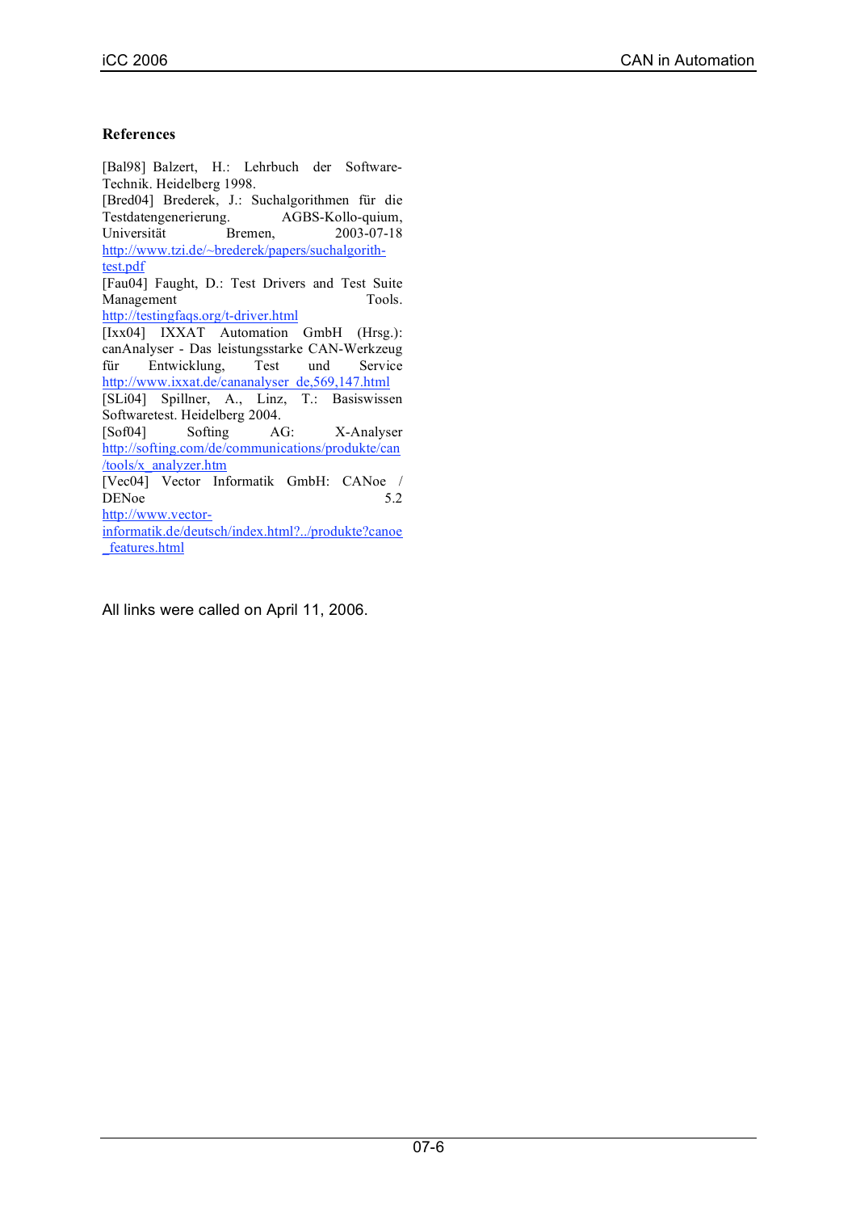## References

[Bal98] Balzert, H.: Lehrbuch der Software-Technik. Heidelberg 1998.

[Bred04] Brederek, J.: Suchalgorithmen für die Testdatengenerierung. AGBS-Kollo-quium, Universität Bremen, 2003-07-18 http://www.tzi.de/~brederek/papers/suchalgorith-test.pdf

[Fau04] Faught, D.: Test Drivers and Test Suite Management Tools. http://testingfaqs.org/t-driver.html

[Ixx04] IXXAT Automation GmbH (Hrsg.): canAnalyser - Das leistungsstarke CAN-Werkzeug für Entwicklung, Test und Service http://www.ixxat.de/cananalyser_de,569,147.html

[SLi04] Spillner, A., Linz, T.: Basiswissen Softwaretest. Heidelberg 2004.

[Sof04] Softing AG: X-Analyser http://softing.com/de/communications/produkte/can/tools/x_analyzer.htm

[Vec04] Vector Informatik GmbH: CANoe / DENoe 5.2 http://www.vector-informatik.de/deutsch/index.html?../produkte?canoe_features.html

All links were called on April 11, 2006.